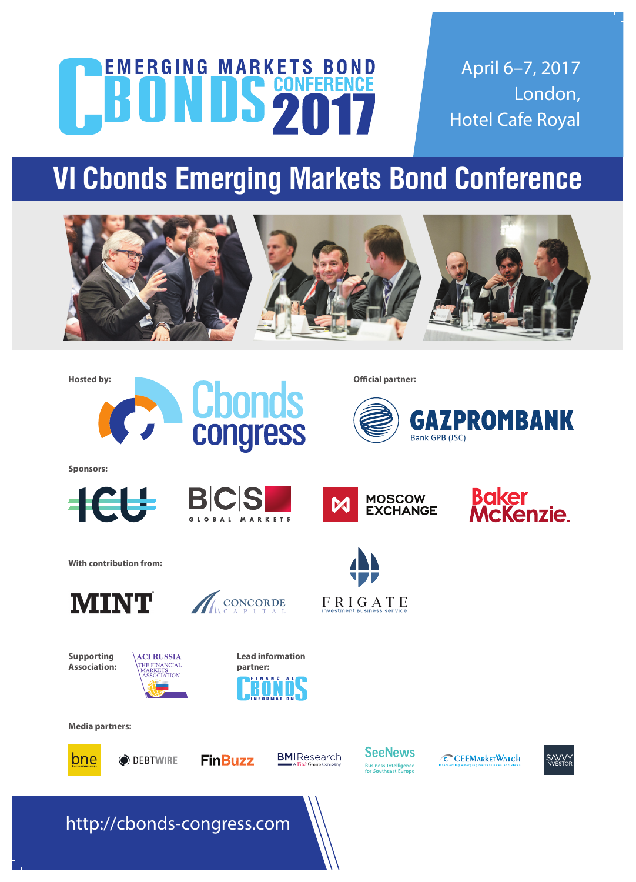# CBONDS EMERGING MARKETS BOND CONFERENCE 2017

April 6–7, 2017
London,
Hotel Cafe Royal

## VI Cbonds Emerging Markets Bond Conference

**Hosted by:** Cbonds congress

**Official partner:** GAZPROMBANK Bank GPB (JSC)

**Sponsors:** ICU, BCS Global Markets, Moscow Exchange, Baker McKenzie

**With contribution from:** MINT, Concorde Capital, Frigate investment business service

**Supporting Association:** ACI Russia The Financial Markets Association

**Lead information partner:** Cbonds Financial Information

**Media partners:** bne, Debtwire, FinBuzz, BMI Research A FitchGroup Company, SeeNews Business Intelligence for Southeast Europe, CEEMarketWatch, Savvy Investor

http://cbonds-congress.com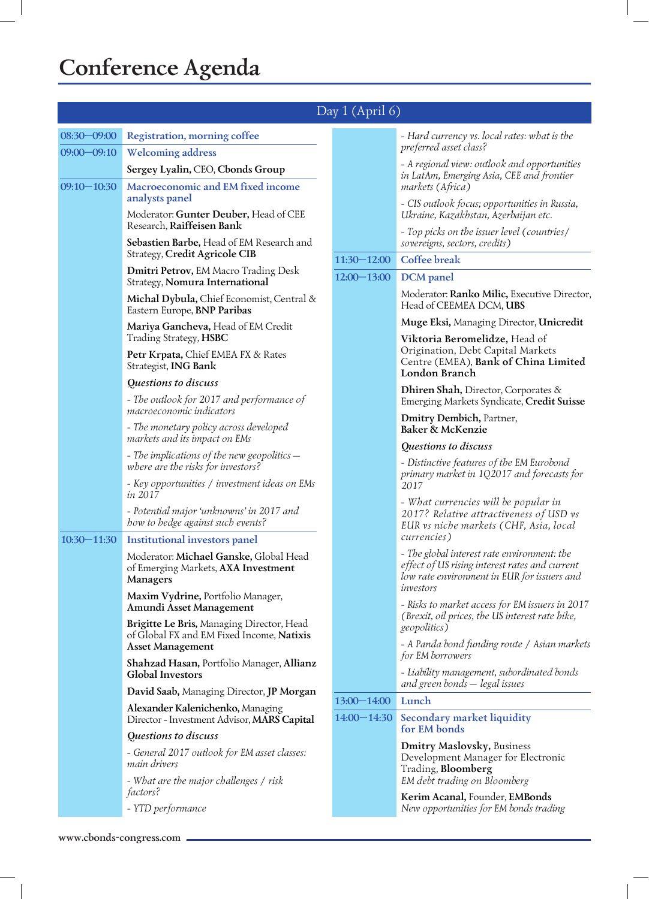# Conference Agenda

## Day 1 (April 6)

**08:30—09:00** Registration, morning coffee

**09:00—09:10** Welcoming address

**Sergey Lyalin,** CEO, **Cbonds Group**

**09:10—10:30** Macroeconomic and EM fixed income analysts panel

Moderator: **Gunter Deuber,** Head of CEE Research, **Raiffeisen Bank**

**Sebastien Barbe,** Head of EM Research and Strategy, **Credit Agricole CIB**

**Dmitri Petrov,** EM Macro Trading Desk Strategy, **Nomura International**

**Michal Dybula,** Chief Economist, Central & Eastern Europe, **BNP Paribas**

**Mariya Gancheva,** Head of EM Credit Trading Strategy, **HSBC**

**Petr Krpata,** Chief EMEA FX & Rates Strategist, **ING Bank**

***Questions to discuss***

*- The outlook for 2017 and performance of macroeconomic indicators*

*- The monetary policy across developed markets and its impact on EMs*

*- The implications of the new geopolitics — where are the risks for investors?*

*- Key opportunities / investment ideas on EMs in 2017*

*- Potential major 'unknowns' in 2017 and how to hedge against such events?*

**10:30—11:30** Institutional investors panel

Moderator: **Michael Ganske,** Global Head of Emerging Markets, **AXA Investment Managers**

**Maxim Vydrine,** Portfolio Manager, **Amundi Asset Management**

**Brigitte Le Bris,** Managing Director, Head of Global FX and EM Fixed Income, **Natixis Asset Management**

**Shahzad Hasan,** Portfolio Manager, **Allianz Global Investors**

**David Saab,** Managing Director, **JP Morgan**

**Alexander Kalenichenko,** Managing Director - Investment Advisor, **MARS Capital**

***Questions to discuss***

*- General 2017 outlook for EM asset classes: main drivers*

*- What are the major challenges / risk factors?*

*- YTD performance*

*- Hard currency vs. local rates: what is the preferred asset class?*

*- A regional view: outlook and opportunities in LatAm, Emerging Asia, CEE and frontier markets (Africa)*

*- CIS outlook focus; opportunities in Russia, Ukraine, Kazakhstan, Azerbaijan etc.*

*- Top picks on the issuer level (countries/ sovereigns, sectors, credits)*

**11:30—12:00** Coffee break

**12:00—13:00** DCM panel

Moderator: **Ranko Milic,** Executive Director, Head of CEEMEA DCM, **UBS**

**Muge Eksi,** Managing Director, **Unicredit**

**Viktoria Beromelidze,** Head of Origination, Debt Capital Markets Centre (EMEA), **Bank of China Limited London Branch**

**Dhiren Shah,** Director, Corporates & Emerging Markets Syndicate, **Credit Suisse**

**Dmitry Dembich,** Partner, **Baker & McKenzie**

***Questions to discuss***

*- Distinctive features of the EM Eurobond primary market in 1Q2017 and forecasts for 2017*

*- What currencies will be popular in 2017? Relative attractiveness of USD vs EUR vs niche markets (CHF, Asia, local currencies)*

*- The global interest rate environment: the effect of US rising interest rates and current low rate environment in EUR for issuers and investors*

*- Risks to market access for EM issuers in 2017 (Brexit, oil prices, the US interest rate hike, geopolitics)*

*- A Panda bond funding route / Asian markets for EM borrowers*

*- Liability management, subordinated bonds and green bonds — legal issues*

**13:00—14:00** Lunch

**14:00—14:30** Secondary market liquidity for EM bonds

**Dmitry Maslovsky,** Business Development Manager for Electronic Trading, **Bloomberg**
*EM debt trading on Bloomberg*

**Kerim Acanal,** Founder, **EMBonds**
*New opportunities for EM bonds trading*

www.cbonds-congress.com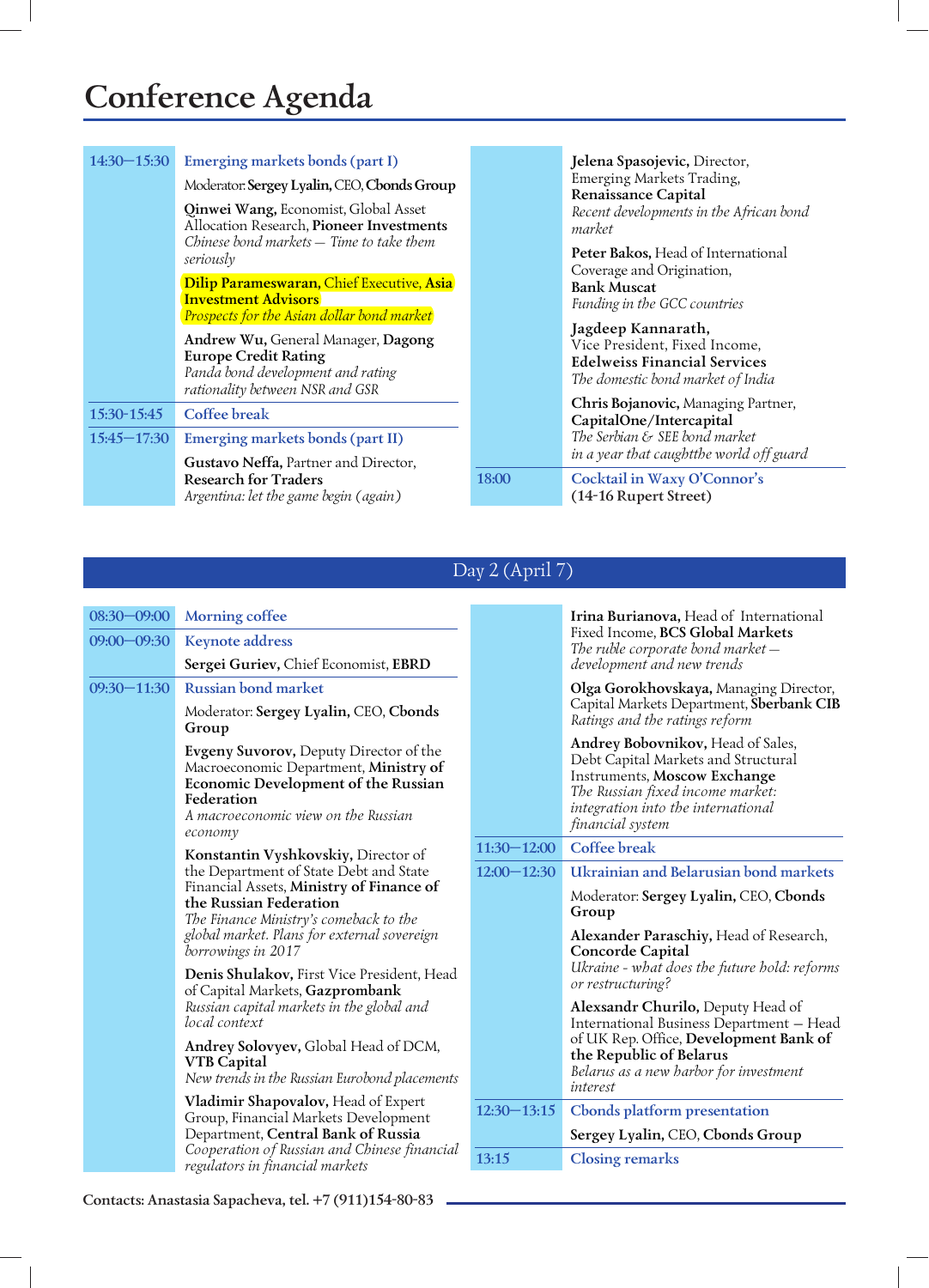# Conference Agenda

| | |
|---|---|
| 14:30—15:30 | **Emerging markets bonds (part I)** |
| | Moderator: **Sergey Lyalin,** CEO, **Cbonds Group** |
| | **Qinwei Wang,** Economist, Global Asset Allocation Research, **Pioneer Investments**<br>*Chinese bond markets — Time to take them seriously* |
| | **Dilip Parameswaran,** Chief Executive, **Asia Investment Advisors**<br>*Prospects for the Asian dollar bond market* |
| | **Andrew Wu,** General Manager, **Dagong Europe Credit Rating**<br>*Panda bond development and rating rationality between NSR and GSR* |
| 15:30-15:45 | **Coffee break** |
| 15:45—17:30 | **Emerging markets bonds (part II)** |
| | **Gustavo Neffa,** Partner and Director, **Research for Traders**<br>*Argentina: let the game begin (again)* |
| | **Jelena Spasojevic,** Director, Emerging Markets Trading, **Renaissance Capital**<br>*Recent developments in the African bond market* |
| | **Peter Bakos,** Head of International Coverage and Origination, **Bank Muscat**<br>*Funding in the GCC countries* |
| | **Jagdeep Kannarath,** Vice President, Fixed Income, **Edelweiss Financial Services**<br>*The domestic bond market of India* |
| | **Chris Bojanovic,** Managing Partner, **CapitalOne/Intercapital**<br>*The Serbian & SEE bond market in a year that caughtthe world off guard* |
| 18:00 | **Cocktail in Waxy O'Connor's**<br>**(14-16 Rupert Street)** |

## Day 2 (April 7)

| | |
|---|---|
| 08:30—09:00 | **Morning coffee** |
| 09:00—09:30 | **Keynote address** |
| | **Sergei Guriev,** Chief Economist, **EBRD** |
| 09:30—11:30 | **Russian bond market** |
| | Moderator: **Sergey Lyalin,** CEO, **Cbonds Group** |
| | **Evgeny Suvorov,** Deputy Director of the Macroeconomic Department, **Ministry of Economic Development of the Russian Federation**<br>*A macroeconomic view on the Russian economy* |
| | **Konstantin Vyshkovskiy,** Director of the Department of State Debt and State Financial Assets, **Ministry of Finance of the Russian Federation**<br>*The Finance Ministry's comeback to the global market. Plans for external sovereign borrowings in 2017* |
| | **Denis Shulakov,** First Vice President, Head of Capital Markets, **Gazprombank**<br>*Russian capital markets in the global and local context* |
| | **Andrey Solovyev,** Global Head of DCM, **VTB Capital**<br>*New trends in the Russian Eurobond placements* |
| | **Vladimir Shapovalov,** Head of Expert Group, Financial Markets Development Department, **Central Bank of Russia**<br>*Cooperation of Russian and Chinese financial regulators in financial markets* |
| | **Irina Burianova,** Head of International Fixed Income, **BCS Global Markets**<br>*The ruble corporate bond market — development and new trends* |
| | **Olga Gorokhovskaya,** Managing Director, Capital Markets Department, **Sberbank CIB**<br>*Ratings and the ratings reform* |
| | **Andrey Bobovnikov,** Head of Sales, Debt Capital Markets and Structural Instruments, **Moscow Exchange**<br>*The Russian fixed income market: integration into the international financial system* |
| 11:30—12:00 | **Coffee break** |
| 12:00—12:30 | **Ukrainian and Belarusian bond markets** |
| | Moderator: **Sergey Lyalin,** CEO, **Cbonds Group** |
| | **Alexander Paraschiy,** Head of Research, **Concorde Capital**<br>*Ukraine - what does the future hold: reforms or restructuring?* |
| | **Alexsandr Churilo,** Deputy Head of International Business Department — Head of UK Rep. Office, **Development Bank of the Republic of Belarus**<br>*Belarus as a new harbor for investment interest* |
| 12:30—13:15 | **Cbonds platform presentation** |
| | **Sergey Lyalin,** CEO, **Cbonds Group** |
| 13:15 | **Closing remarks** |

**Contacts: Anastasia Sapacheva, tel. +7 (911)154-80-83**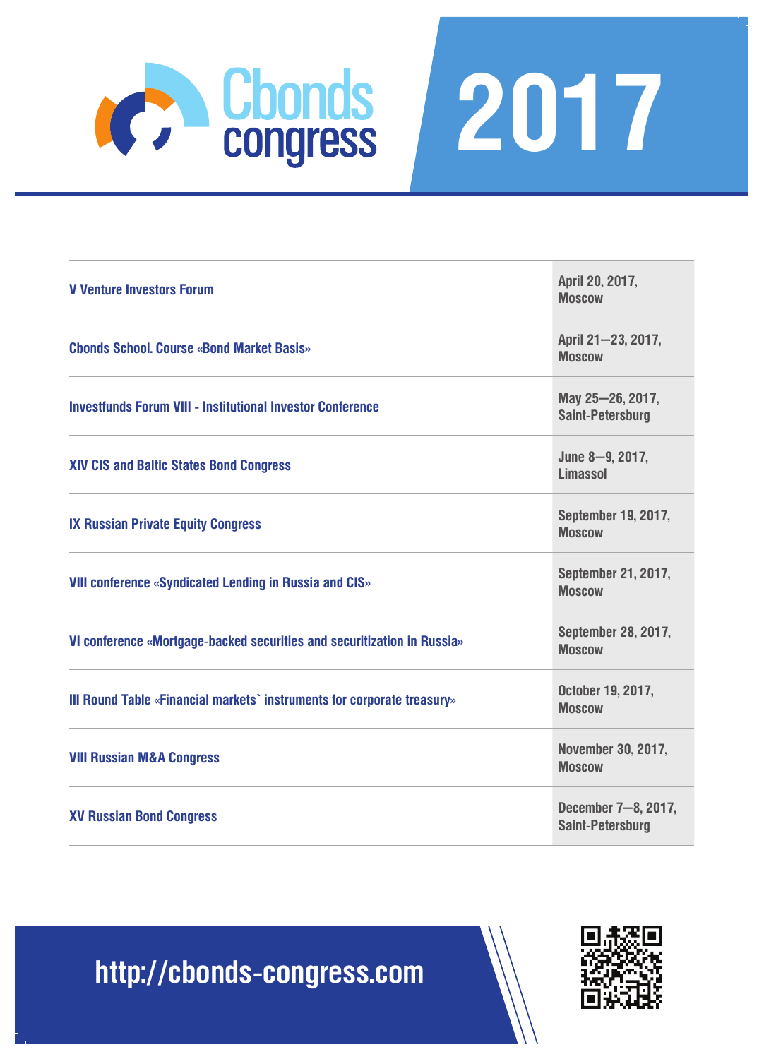# Cbonds congress 2017

| | |
|---|---|
| V Venture Investors Forum | April 20, 2017, Moscow |
| Cbonds School. Course «Bond Market Basis» | April 21—23, 2017, Moscow |
| Investfunds Forum VIII - Institutional Investor Conference | May 25—26, 2017, Saint-Petersburg |
| XIV CIS and Baltic States Bond Congress | June 8—9, 2017, Limassol |
| IX Russian Private Equity Congress | September 19, 2017, Moscow |
| VIII conference «Syndicated Lending in Russia and CIS» | September 21, 2017, Moscow |
| VI conference «Mortgage-backed securities and securitization in Russia» | September 28, 2017, Moscow |
| III Round Table «Financial markets` instruments for corporate treasury» | October 19, 2017, Moscow |
| VIII Russian M&A Congress | November 30, 2017, Moscow |
| XV Russian Bond Congress | December 7—8, 2017, Saint-Petersburg |

**http://cbonds-congress.com**